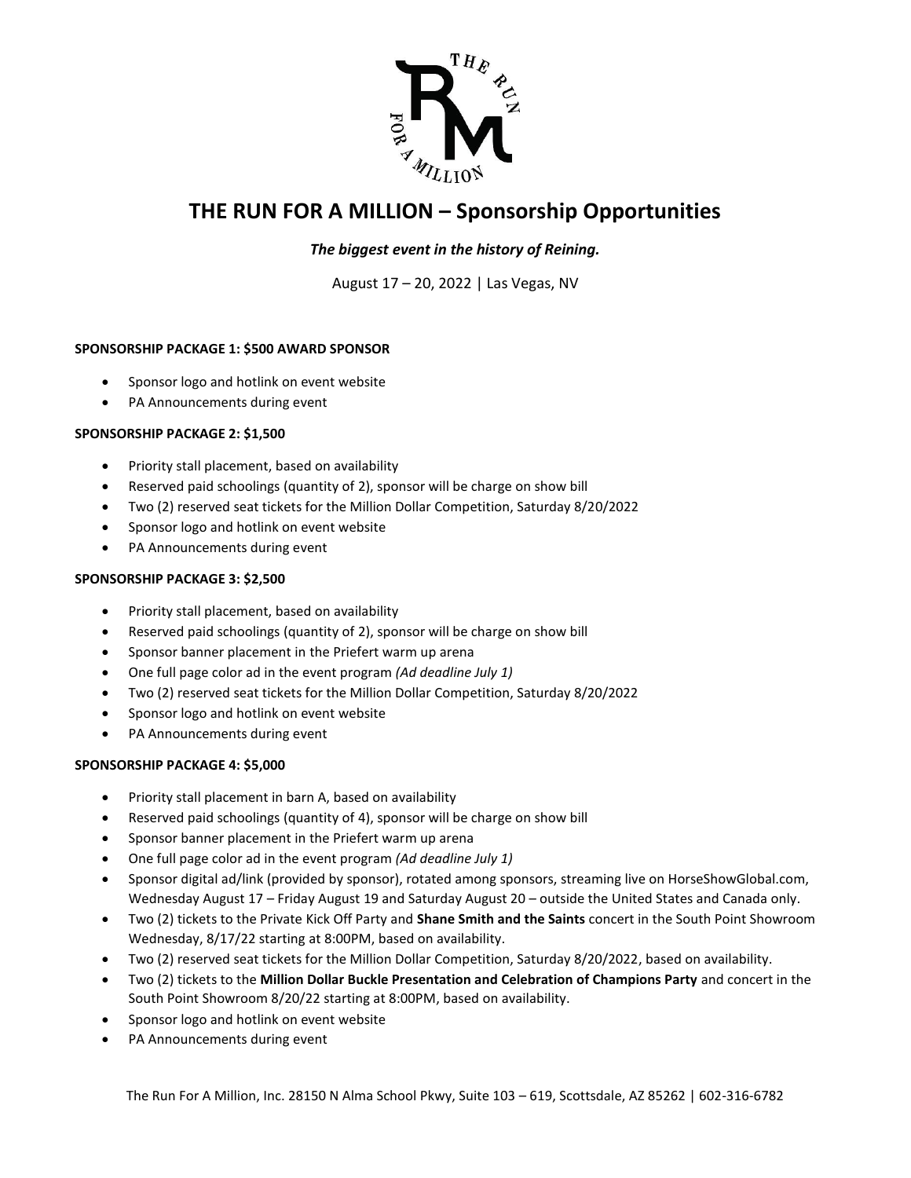# THE RUN FOR A MILLION – Sponsorship Opportunities

***The biggest event in the history of Reining.***

August 17 – 20, 2022 | Las Vegas, NV

**SPONSORSHIP PACKAGE 1: $500 AWARD SPONSOR**

- Sponsor logo and hotlink on event website
- PA Announcements during event

**SPONSORSHIP PACKAGE 2: $1,500**

- Priority stall placement, based on availability
- Reserved paid schoolings (quantity of 2), sponsor will be charge on show bill
- Two (2) reserved seat tickets for the Million Dollar Competition, Saturday 8/20/2022
- Sponsor logo and hotlink on event website
- PA Announcements during event

**SPONSORSHIP PACKAGE 3: $2,500**

- Priority stall placement, based on availability
- Reserved paid schoolings (quantity of 2), sponsor will be charge on show bill
- Sponsor banner placement in the Priefert warm up arena
- One full page color ad in the event program *(Ad deadline July 1)*
- Two (2) reserved seat tickets for the Million Dollar Competition, Saturday 8/20/2022
- Sponsor logo and hotlink on event website
- PA Announcements during event

**SPONSORSHIP PACKAGE 4: $5,000**

- Priority stall placement in barn A, based on availability
- Reserved paid schoolings (quantity of 4), sponsor will be charge on show bill
- Sponsor banner placement in the Priefert warm up arena
- One full page color ad in the event program *(Ad deadline July 1)*
- Sponsor digital ad/link (provided by sponsor), rotated among sponsors, streaming live on HorseShowGlobal.com, Wednesday August 17 – Friday August 19 and Saturday August 20 – outside the United States and Canada only.
- Two (2) tickets to the Private Kick Off Party and **Shane Smith and the Saints** concert in the South Point Showroom Wednesday, 8/17/22 starting at 8:00PM, based on availability.
- Two (2) reserved seat tickets for the Million Dollar Competition, Saturday 8/20/2022, based on availability.
- Two (2) tickets to the **Million Dollar Buckle Presentation and Celebration of Champions Party** and concert in the South Point Showroom 8/20/22 starting at 8:00PM, based on availability.
- Sponsor logo and hotlink on event website
- PA Announcements during event

The Run For A Million, Inc. 28150 N Alma School Pkwy, Suite 103 – 619, Scottsdale, AZ 85262 | 602-316-6782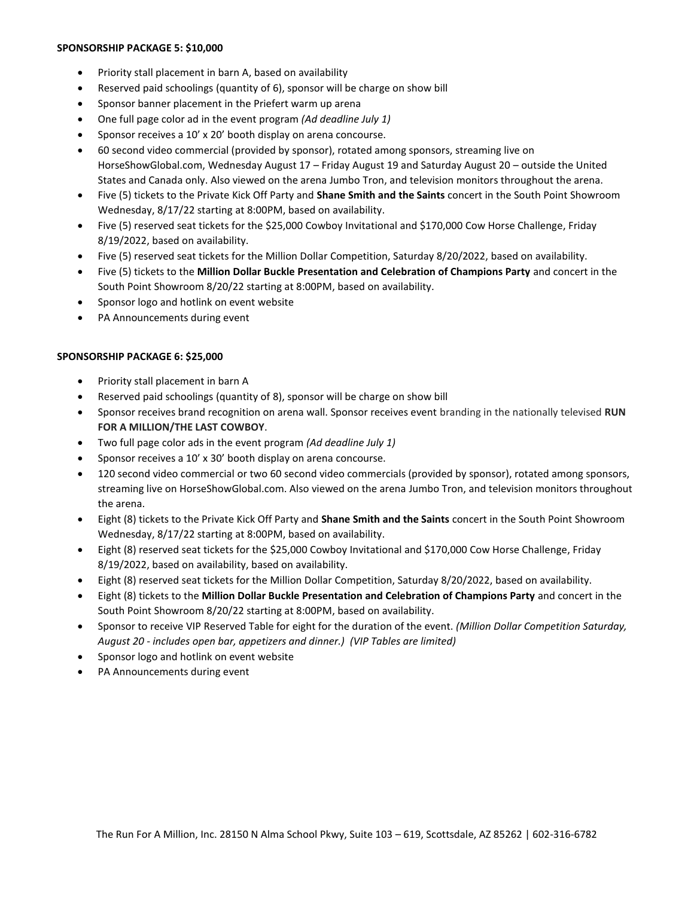**SPONSORSHIP PACKAGE 5: $10,000**

- Priority stall placement in barn A, based on availability
- Reserved paid schoolings (quantity of 6), sponsor will be charge on show bill
- Sponsor banner placement in the Priefert warm up arena
- One full page color ad in the event program *(Ad deadline July 1)*
- Sponsor receives a 10' x 20' booth display on arena concourse.
- 60 second video commercial (provided by sponsor), rotated among sponsors, streaming live on HorseShowGlobal.com, Wednesday August 17 – Friday August 19 and Saturday August 20 – outside the United States and Canada only. Also viewed on the arena Jumbo Tron, and television monitors throughout the arena.
- Five (5) tickets to the Private Kick Off Party and **Shane Smith and the Saints** concert in the South Point Showroom Wednesday, 8/17/22 starting at 8:00PM, based on availability.
- Five (5) reserved seat tickets for the $25,000 Cowboy Invitational and $170,000 Cow Horse Challenge, Friday 8/19/2022, based on availability.
- Five (5) reserved seat tickets for the Million Dollar Competition, Saturday 8/20/2022, based on availability.
- Five (5) tickets to the **Million Dollar Buckle Presentation and Celebration of Champions Party** and concert in the South Point Showroom 8/20/22 starting at 8:00PM, based on availability.
- Sponsor logo and hotlink on event website
- PA Announcements during event

**SPONSORSHIP PACKAGE 6: $25,000**

- Priority stall placement in barn A
- Reserved paid schoolings (quantity of 8), sponsor will be charge on show bill
- Sponsor receives brand recognition on arena wall. Sponsor receives event branding in the nationally televised **RUN FOR A MILLION/THE LAST COWBOY**.
- Two full page color ads in the event program *(Ad deadline July 1)*
- Sponsor receives a 10' x 30' booth display on arena concourse.
- 120 second video commercial or two 60 second video commercials (provided by sponsor), rotated among sponsors, streaming live on HorseShowGlobal.com. Also viewed on the arena Jumbo Tron, and television monitors throughout the arena.
- Eight (8) tickets to the Private Kick Off Party and **Shane Smith and the Saints** concert in the South Point Showroom Wednesday, 8/17/22 starting at 8:00PM, based on availability.
- Eight (8) reserved seat tickets for the $25,000 Cowboy Invitational and $170,000 Cow Horse Challenge, Friday 8/19/2022, based on availability, based on availability.
- Eight (8) reserved seat tickets for the Million Dollar Competition, Saturday 8/20/2022, based on availability.
- Eight (8) tickets to the **Million Dollar Buckle Presentation and Celebration of Champions Party** and concert in the South Point Showroom 8/20/22 starting at 8:00PM, based on availability.
- Sponsor to receive VIP Reserved Table for eight for the duration of the event. *(Million Dollar Competition Saturday, August 20 - includes open bar, appetizers and dinner.) (VIP Tables are limited)*
- Sponsor logo and hotlink on event website
- PA Announcements during event

The Run For A Million, Inc. 28150 N Alma School Pkwy, Suite 103 – 619, Scottsdale, AZ 85262 | 602-316-6782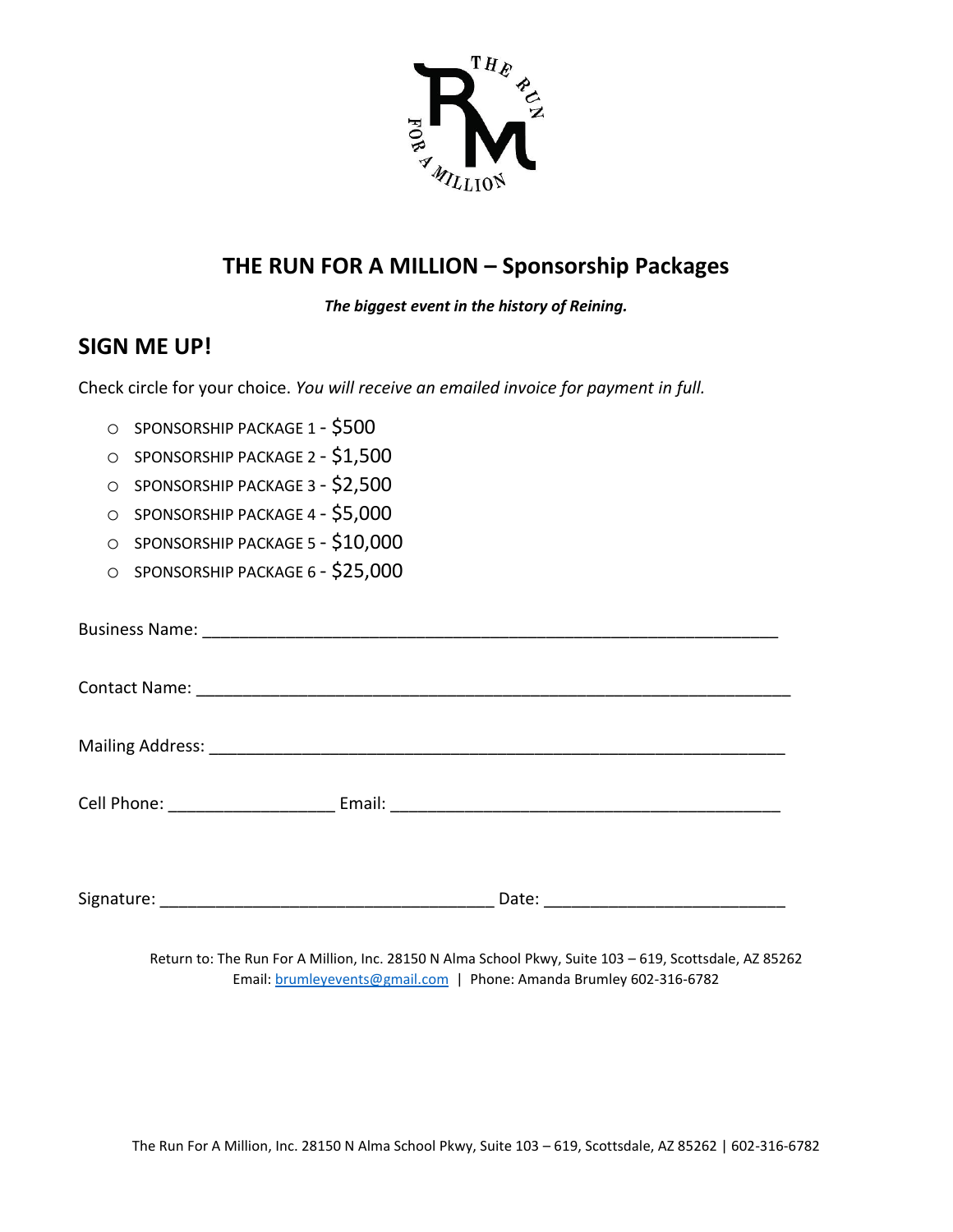# THE RUN FOR A MILLION – Sponsorship Packages

***The biggest event in the history of Reining.***

## SIGN ME UP!

Check circle for your choice. *You will receive an emailed invoice for payment in full.*

- ○ SPONSORSHIP PACKAGE 1 - $500
- ○ SPONSORSHIP PACKAGE 2 - $1,500
- ○ SPONSORSHIP PACKAGE 3 - $2,500
- ○ SPONSORSHIP PACKAGE 4 - $5,000
- ○ SPONSORSHIP PACKAGE 5 - $10,000
- ○ SPONSORSHIP PACKAGE 6 - $25,000

Business Name: ______________________________________________________________

Contact Name: _______________________________________________________________

Mailing Address: _____________________________________________________________

Cell Phone: _________________ Email: ___________________________________________

Signature: __________________________________ Date: ________________________

Return to: The Run For A Million, Inc. 28150 N Alma School Pkwy, Suite 103 – 619, Scottsdale, AZ 85262
Email: brumleyevents@gmail.com | Phone: Amanda Brumley 602-316-6782